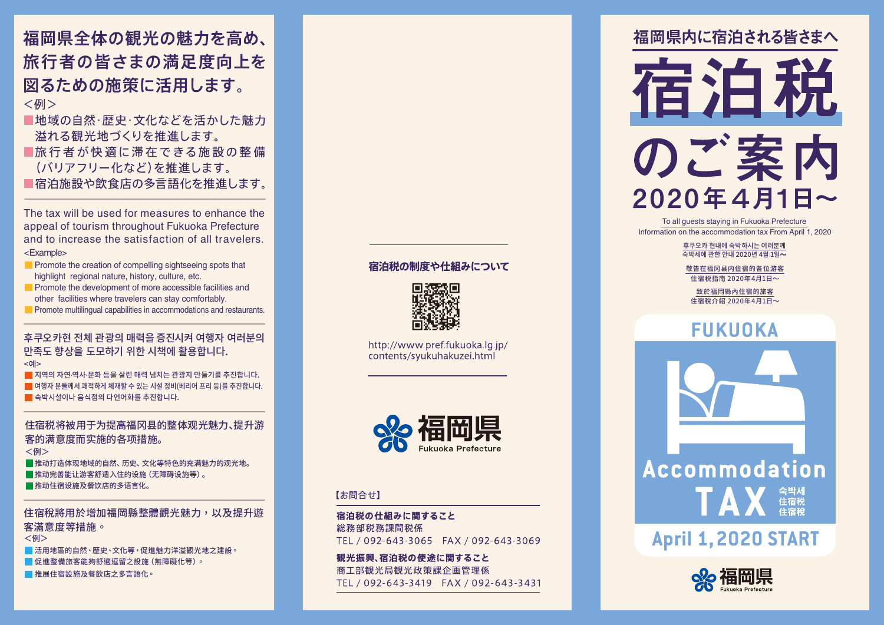# 福岡県全体の観光の魅力を高め、旅行者の皆さまの満足度向上を図るための施策に活用します。

<例>

- 地域の自然·歴史·文化などを活かした魅力溢れる観光地づくりを推進します。
- 旅行者が快適に滞在できる施設の整備(バリアフリー化など)を推進します。
- 宿泊施設や飲食店の多言語化を推進します。

The tax will be used for measures to enhance the appeal of tourism throughout Fukuoka Prefecture and to increase the satisfaction of all travelers.

<Example>

- Promote the creation of compelling sightseeing spots that highlight regional nature, history, culture, etc.
- Promote the development of more accessible facilities and other facilities where travelers can stay comfortably.
- Promote multilingual capabilities in accommodations and restaurants.

후쿠오카현 전체 관광의 매력을 증진시켜 여행자 여러분의 만족도 향상을 도모하기 위한 시책에 활용합니다.

<예>

- 지역의 자연·역사·문화 등을 살린 매력 넘치는 관광지 만들기를 추진합니다.
- 여행자 분들께서 쾌적하게 체재할 수 있는 시설 정비(베리어 프리 등)를 추진합니다.
- 숙박시설이나 음식점의 다언어화를 추진합니다.

住宿税将被用于为提高福冈县的整体观光魅力、提升游客的满意度而实施的各项措施。

<例>

- 推动打造体现地域的自然、历史、文化等特色的充满魅力的观光地。
- 推动完善能让游客舒适入住的设施（无障碍设施等）。
- 推动住宿设施及餐饮店的多语言化。

住宿稅將用於增加福岡縣整體觀光魅力，以及提升遊客滿意度等措施。

<例>

- 活用地區的自然、歷史、文化等，促進魅力洋溢觀光地之建設。
- 促進整備旅客能夠舒適逗留之設施（無障礙化等）。
- 推展住宿設施及餐飲店之多言語化。

---

**宿泊税の制度や仕組みについて**

http://www.pref.fukuoka.lg.jp/contents/syukuhakuzei.html

福岡県 Fukuoka Prefecture

【お問合せ】

**宿泊税の仕組みに関すること**
総務部税務課間税係
TEL / 092-643-3065　FAX / 092-643-3069

**観光振興、宿泊税の使途に関すること**
商工部観光局観光政策課企画管理係
TEL / 092-643-3419　FAX / 092-643-3431

---

福岡県内に宿泊される皆さまへ

# 宿泊税のご案内

## 2020年4月1日～

To all guests staying in Fukuoka Prefecture
Information on the accommodation tax From April 1, 2020

후쿠오카 현내에 숙박하시는 여러분께
숙박세에 관한 안내 2020년 4월 1일～

敬告在福冈县内住宿的各位游客
住宿税指南 2020年4月1日～

致於福岡縣內住宿的旅客
住宿稅介紹 2020年4月1日～

FUKUOKA
Accommodation TAX
숙박세
住宿税
住宿稅
April 1, 2020 START

福岡県 Fukuoka Prefecture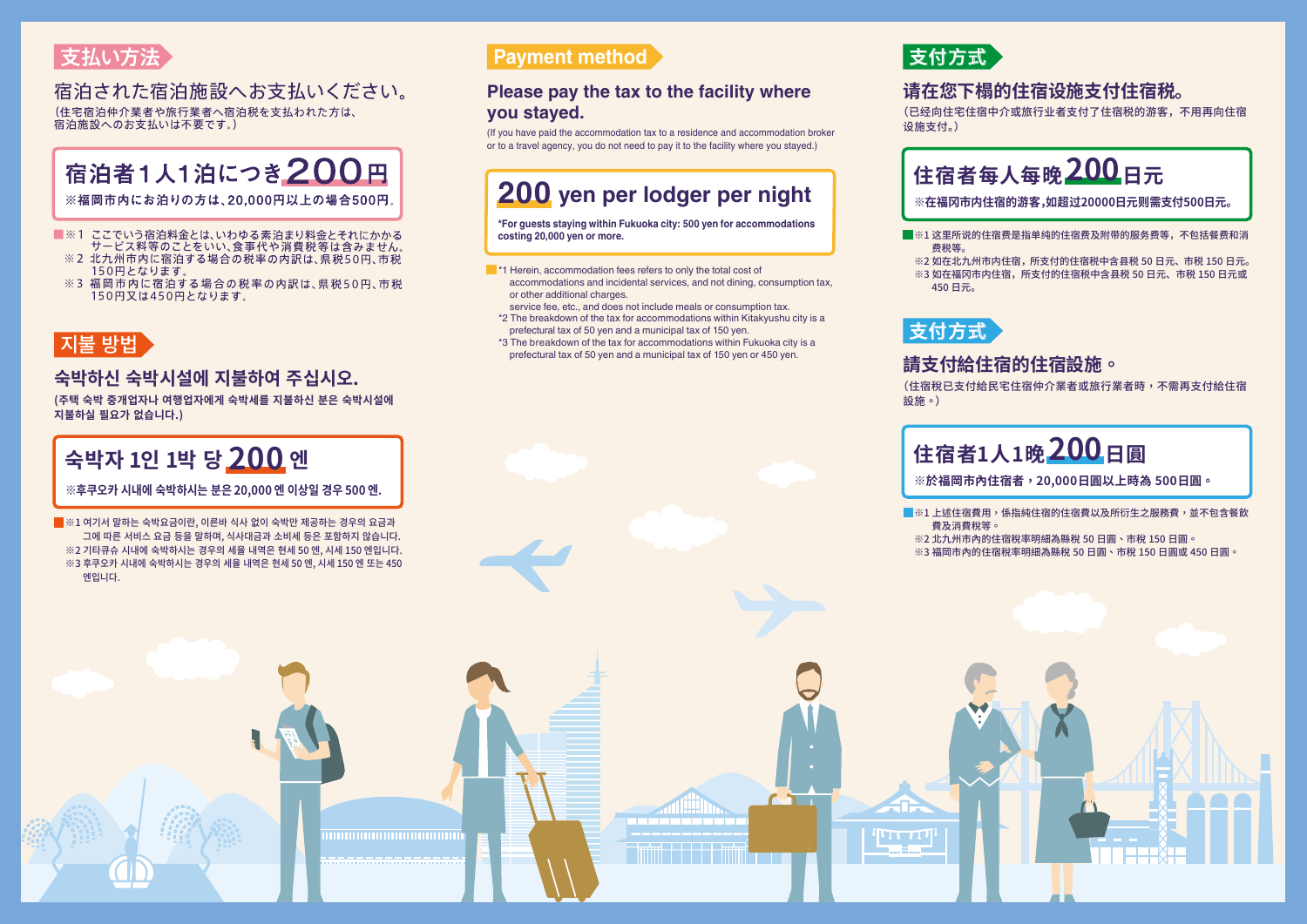## 支払い方法

### 宿泊された宿泊施設へお支払いください。

（住宅宿泊仲介業者や旅行業者へ宿泊税を支払われた方は、宿泊施設へのお支払いは不要です。）

**宿泊者１人１泊につき200円**

※福岡市内にお泊りの方は、20,000円以上の場合500円。

※１ ここでいう宿泊料金とは、いわゆる素泊まり料金とそれにかかるサービス料等のことをいい、食事代や消費税等は含みません。
※２ 北九州市内に宿泊する場合の税率の内訳は、県税50円、市税150円となります。
※３ 福岡市内に宿泊する場合の税率の内訳は、県税50円、市税150円又は450円となります。

## 지불 방법

### 숙박하신 숙박시설에 지불하여 주십시오.

(주택 숙박 중개업자나 여행업자에게 숙박세를 지불하신 분은 숙박시설에 지불하실 필요가 없습니다.)

**숙박자 1인 1박 당 200 엔**

※후쿠오카 시내에 숙박하시는 분은 20,000 엔 이상일 경우 500 엔.

※1 여기서 말하는 숙박요금이란, 이른바 식사 없이 숙박만 제공하는 경우의 요금과 그에 따른 서비스 요금 등을 말하며, 식사대금과 소비세 등은 포함하지 않습니다.
※2 기타큐슈 시내에 숙박하시는 경우의 세율 내역은 현세 50 엔, 시세 150 엔입니다.
※3 후쿠오카 시내에 숙박하시는 경우의 세율 내역은 현세 50 엔, 시세 150 엔 또는 450 엔입니다.

## Payment method

### Please pay the tax to the facility where you stayed.

(If you have paid the accommodation tax to a residence and accommodation broker or to a travel agency, you do not need to pay it to the facility where you stayed.)

**200 yen per lodger per night**

*For guests staying within Fukuoka city: 500 yen for accommodations costing 20,000 yen or more.

*1 Herein, accommodation fees refers to only the total cost of accommodations and incidental services, and not dining, consumption tax, or other additional charges.
service fee, etc., and does not include meals or consumption tax.
*2 The breakdown of the tax for accommodations within Kitakyushu city is a prefectural tax of 50 yen and a municipal tax of 150 yen.
*3 The breakdown of the tax for accommodations within Fukuoka city is a prefectural tax of 50 yen and a municipal tax of 150 yen or 450 yen.

## 支付方式

### 请在您下榻的住宿设施支付住宿税。

（已经向住宅住宿中介或旅行业者支付了住宿税的游客，不用再向住宿设施支付。）

**住宿者每人每晚200日元**

※在福冈市内住宿的游客，如超过20000日元则需支付500日元。

※1 这里所说的住宿费是指单纯的住宿费及附带的服务费等，不包括餐费和消费税等。
※2 如在北九州市内住宿，所支付的住宿税中含县税 50 日元、市税 150 日元。
※3 如在福冈市内住宿，所支付的住宿税中含县税 50 日元、市税 150 日元或 450 日元。

## 支付方式

### 請支付給住宿的住宿設施。

（住宿稅已支付給民宅住宿仲介業者或旅行業者時，不需再支付給住宿設施。）

**住宿者1人1晚200日圓**

※於福岡市內住宿者，20,000日圓以上時為 500日圓。

※1 上述住宿費用，係指純住宿的住宿費以及所衍生之服務費，並不包含餐飲費及消費稅等。
※2 北九州市內的住宿稅率明細為縣稅 50 日圓、市稅 150 日圓。
※3 福岡市內的住宿稅率明細為縣稅 50 日圓、市稅 150 日圓或 450 日圓。